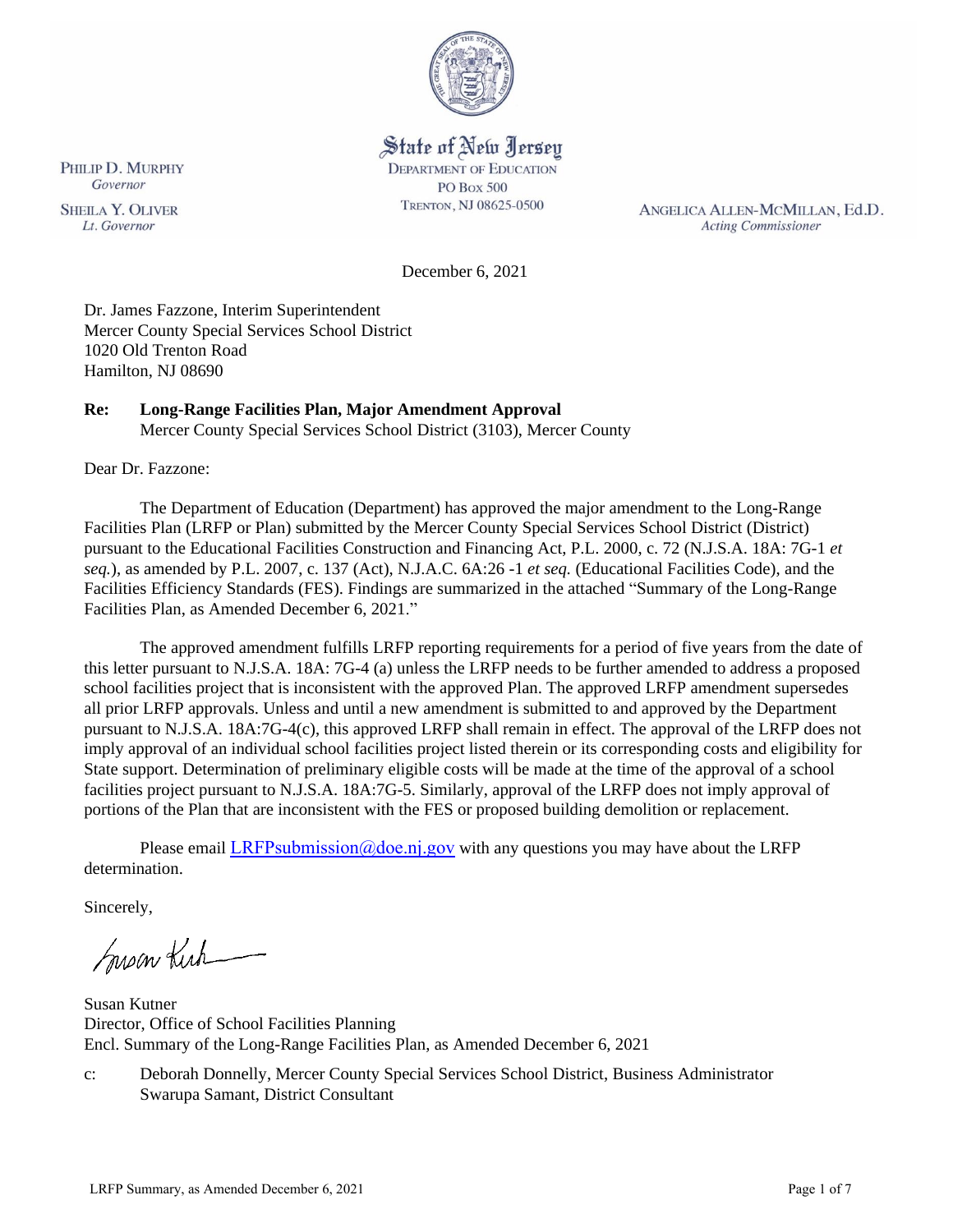State of New Jersey
DEPARTMENT OF EDUCATION
PO Box 500
TRENTON, NJ 08625-0500

PHILIP D. MURPHY
*Governor*

SHEILA Y. OLIVER
*Lt. Governor*

ANGELICA ALLEN-MCMILLAN, Ed.D.
*Acting Commissioner*

December 6, 2021

Dr. James Fazzone, Interim Superintendent
Mercer County Special Services School District
1020 Old Trenton Road
Hamilton, NJ 08690

**Re: Long-Range Facilities Plan, Major Amendment Approval**
Mercer County Special Services School District (3103), Mercer County

Dear Dr. Fazzone:

The Department of Education (Department) has approved the major amendment to the Long-Range Facilities Plan (LRFP or Plan) submitted by the Mercer County Special Services School District (District) pursuant to the Educational Facilities Construction and Financing Act, P.L. 2000, c. 72 (N.J.S.A. 18A: 7G-1 *et seq.*), as amended by P.L. 2007, c. 137 (Act), N.J.A.C. 6A:26 -1 *et seq.* (Educational Facilities Code), and the Facilities Efficiency Standards (FES). Findings are summarized in the attached "Summary of the Long-Range Facilities Plan, as Amended December 6, 2021."

The approved amendment fulfills LRFP reporting requirements for a period of five years from the date of this letter pursuant to N.J.S.A. 18A: 7G-4 (a) unless the LRFP needs to be further amended to address a proposed school facilities project that is inconsistent with the approved Plan. The approved LRFP amendment supersedes all prior LRFP approvals. Unless and until a new amendment is submitted to and approved by the Department pursuant to N.J.S.A. 18A:7G-4(c), this approved LRFP shall remain in effect. The approval of the LRFP does not imply approval of an individual school facilities project listed therein or its corresponding costs and eligibility for State support. Determination of preliminary eligible costs will be made at the time of the approval of a school facilities project pursuant to N.J.S.A. 18A:7G-5. Similarly, approval of the LRFP does not imply approval of portions of the Plan that are inconsistent with the FES or proposed building demolition or replacement.

Please email LRFPsubmission@doe.nj.gov with any questions you may have about the LRFP determination.

Sincerely,

Susan Kutner
Director, Office of School Facilities Planning
Encl. Summary of the Long-Range Facilities Plan, as Amended December 6, 2021

c: Deborah Donnelly, Mercer County Special Services School District, Business Administrator
Swarupa Samant, District Consultant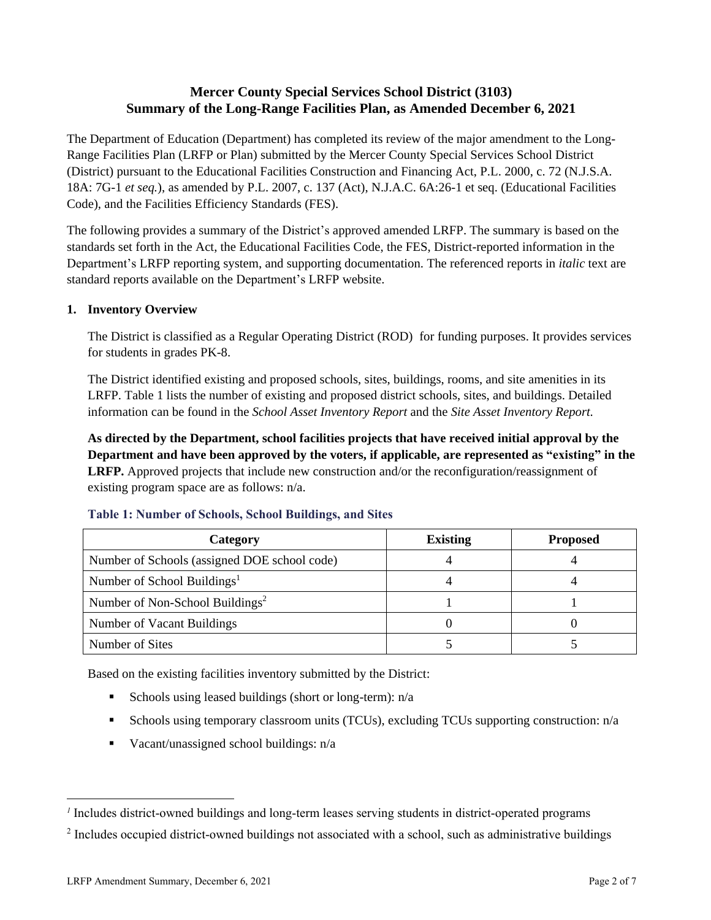# Mercer County Special Services School District (3103) Summary of the Long-Range Facilities Plan, as Amended December 6, 2021

The Department of Education (Department) has completed its review of the major amendment to the Long-Range Facilities Plan (LRFP or Plan) submitted by the Mercer County Special Services School District (District) pursuant to the Educational Facilities Construction and Financing Act, P.L. 2000, c. 72 (N.J.S.A. 18A: 7G-1 *et seq.*), as amended by P.L. 2007, c. 137 (Act), N.J.A.C. 6A:26-1 et seq. (Educational Facilities Code), and the Facilities Efficiency Standards (FES).

The following provides a summary of the District's approved amended LRFP. The summary is based on the standards set forth in the Act, the Educational Facilities Code, the FES, District-reported information in the Department's LRFP reporting system, and supporting documentation. The referenced reports in *italic* text are standard reports available on the Department's LRFP website.

## 1. Inventory Overview

The District is classified as a Regular Operating District (ROD) for funding purposes. It provides services for students in grades PK-8.

The District identified existing and proposed schools, sites, buildings, rooms, and site amenities in its LRFP. Table 1 lists the number of existing and proposed district schools, sites, and buildings. Detailed information can be found in the *School Asset Inventory Report* and the *Site Asset Inventory Report.*

**As directed by the Department, school facilities projects that have received initial approval by the Department and have been approved by the voters, if applicable, are represented as "existing" in the LRFP.** Approved projects that include new construction and/or the reconfiguration/reassignment of existing program space are as follows: n/a.

**Table 1: Number of Schools, School Buildings, and Sites**

| Category | Existing | Proposed |
|---|---|---|
| Number of Schools (assigned DOE school code) | 4 | 4 |
| Number of School Buildings[1] | 4 | 4 |
| Number of Non-School Buildings[2] | 1 | 1 |
| Number of Vacant Buildings | 0 | 0 |
| Number of Sites | 5 | 5 |

Based on the existing facilities inventory submitted by the District:

- Schools using leased buildings (short or long-term): n/a
- Schools using temporary classroom units (TCUs), excluding TCUs supporting construction: n/a
- Vacant/unassigned school buildings: n/a

---

[1] Includes district-owned buildings and long-term leases serving students in district-operated programs

[2] Includes occupied district-owned buildings not associated with a school, such as administrative buildings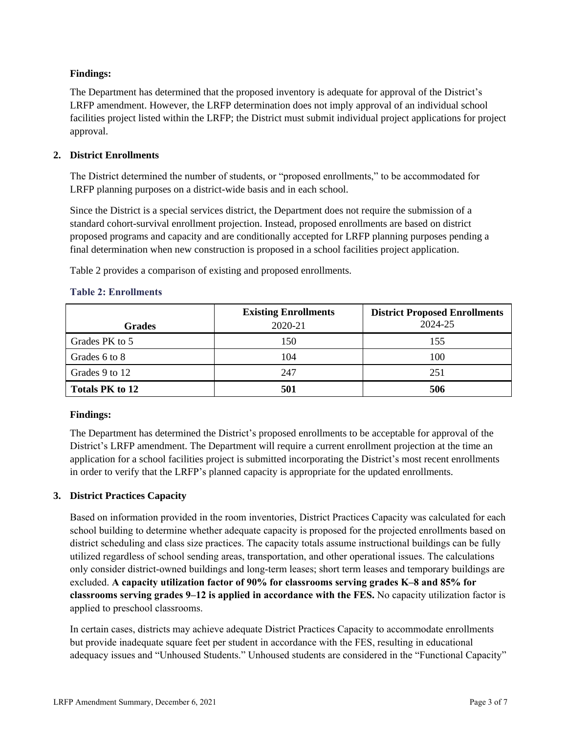**Findings:**

The Department has determined that the proposed inventory is adequate for approval of the District's LRFP amendment. However, the LRFP determination does not imply approval of an individual school facilities project listed within the LRFP; the District must submit individual project applications for project approval.

## 2. District Enrollments

The District determined the number of students, or "proposed enrollments," to be accommodated for LRFP planning purposes on a district-wide basis and in each school.

Since the District is a special services district, the Department does not require the submission of a standard cohort-survival enrollment projection. Instead, proposed enrollments are based on district proposed programs and capacity and are conditionally accepted for LRFP planning purposes pending a final determination when new construction is proposed in a school facilities project application.

Table 2 provides a comparison of existing and proposed enrollments.

### Table 2: Enrollments

| Grades | **Existing Enrollments** 2020-21 | **District Proposed Enrollments** 2024-25 |
|---|---|---|
| Grades PK to 5 | 150 | 155 |
| Grades 6 to 8 | 104 | 100 |
| Grades 9 to 12 | 247 | 251 |
| **Totals PK to 12** | **501** | **506** |

**Findings:**

The Department has determined the District's proposed enrollments to be acceptable for approval of the District's LRFP amendment. The Department will require a current enrollment projection at the time an application for a school facilities project is submitted incorporating the District's most recent enrollments in order to verify that the LRFP's planned capacity is appropriate for the updated enrollments.

## 3. District Practices Capacity

Based on information provided in the room inventories, District Practices Capacity was calculated for each school building to determine whether adequate capacity is proposed for the projected enrollments based on district scheduling and class size practices. The capacity totals assume instructional buildings can be fully utilized regardless of school sending areas, transportation, and other operational issues. The calculations only consider district-owned buildings and long-term leases; short term leases and temporary buildings are excluded. **A capacity utilization factor of 90% for classrooms serving grades K–8 and 85% for classrooms serving grades 9–12 is applied in accordance with the FES.** No capacity utilization factor is applied to preschool classrooms.

In certain cases, districts may achieve adequate District Practices Capacity to accommodate enrollments but provide inadequate square feet per student in accordance with the FES, resulting in educational adequacy issues and "Unhoused Students." Unhoused students are considered in the "Functional Capacity"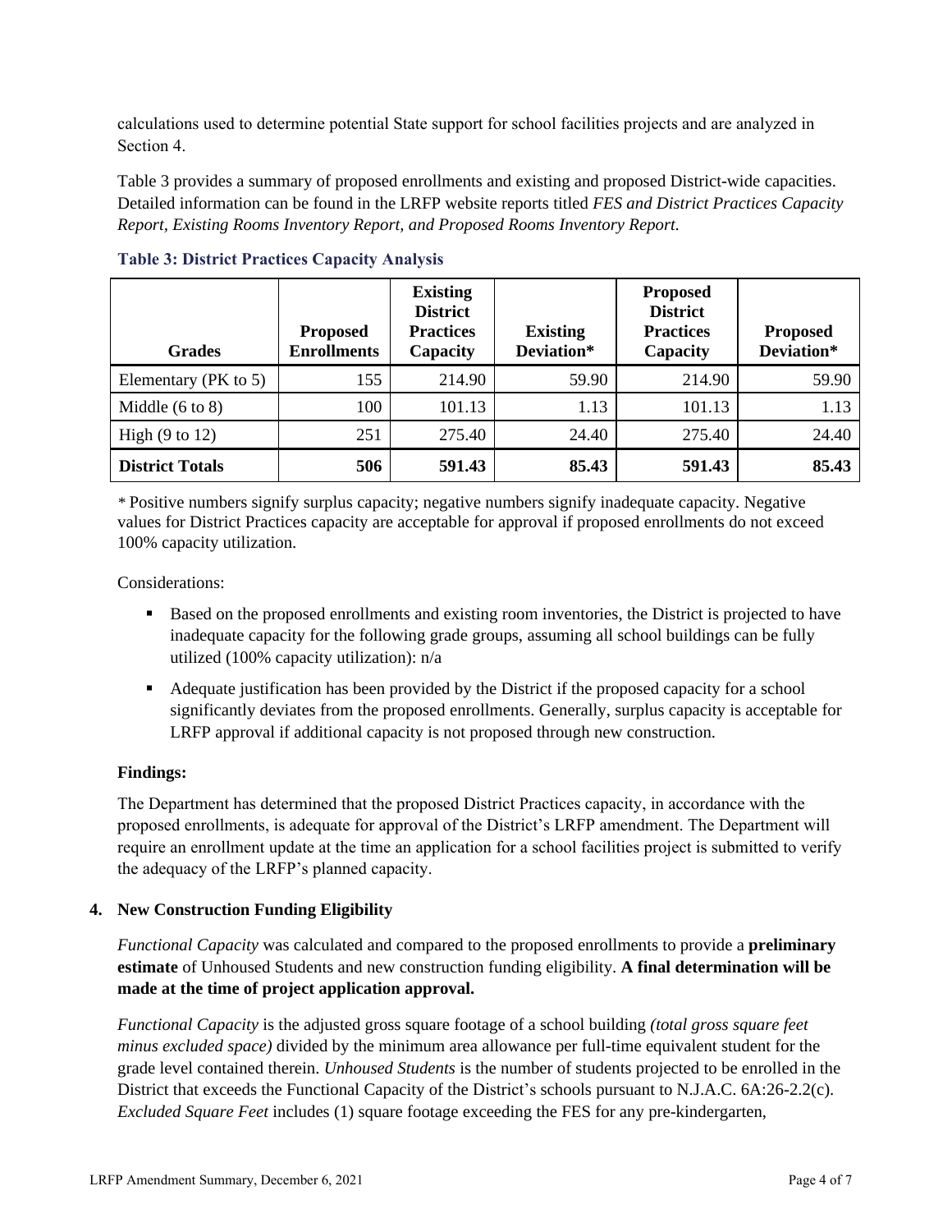calculations used to determine potential State support for school facilities projects and are analyzed in Section 4.

Table 3 provides a summary of proposed enrollments and existing and proposed District-wide capacities. Detailed information can be found in the LRFP website reports titled *FES and District Practices Capacity Report, Existing Rooms Inventory Report, and Proposed Rooms Inventory Report.*

**Table 3: District Practices Capacity Analysis**

| Grades | Proposed Enrollments | Existing District Practices Capacity | Existing Deviation* | Proposed District Practices Capacity | Proposed Deviation* |
|---|---|---|---|---|---|
| Elementary (PK to 5) | 155 | 214.90 | 59.90 | 214.90 | 59.90 |
| Middle (6 to 8) | 100 | 101.13 | 1.13 | 101.13 | 1.13 |
| High (9 to 12) | 251 | 275.40 | 24.40 | 275.40 | 24.40 |
| **District Totals** | **506** | **591.43** | **85.43** | **591.43** | **85.43** |

* Positive numbers signify surplus capacity; negative numbers signify inadequate capacity. Negative values for District Practices capacity are acceptable for approval if proposed enrollments do not exceed 100% capacity utilization.

Considerations:

- Based on the proposed enrollments and existing room inventories, the District is projected to have inadequate capacity for the following grade groups, assuming all school buildings can be fully utilized (100% capacity utilization): n/a
- Adequate justification has been provided by the District if the proposed capacity for a school significantly deviates from the proposed enrollments. Generally, surplus capacity is acceptable for LRFP approval if additional capacity is not proposed through new construction.

**Findings:**

The Department has determined that the proposed District Practices capacity, in accordance with the proposed enrollments, is adequate for approval of the District's LRFP amendment. The Department will require an enrollment update at the time an application for a school facilities project is submitted to verify the adequacy of the LRFP's planned capacity.

## 4. New Construction Funding Eligibility

*Functional Capacity* was calculated and compared to the proposed enrollments to provide a **preliminary estimate** of Unhoused Students and new construction funding eligibility. **A final determination will be made at the time of project application approval.**

*Functional Capacity* is the adjusted gross square footage of a school building *(total gross square feet minus excluded space)* divided by the minimum area allowance per full-time equivalent student for the grade level contained therein. *Unhoused Students* is the number of students projected to be enrolled in the District that exceeds the Functional Capacity of the District's schools pursuant to N.J.A.C. 6A:26-2.2(c). *Excluded Square Feet* includes (1) square footage exceeding the FES for any pre-kindergarten,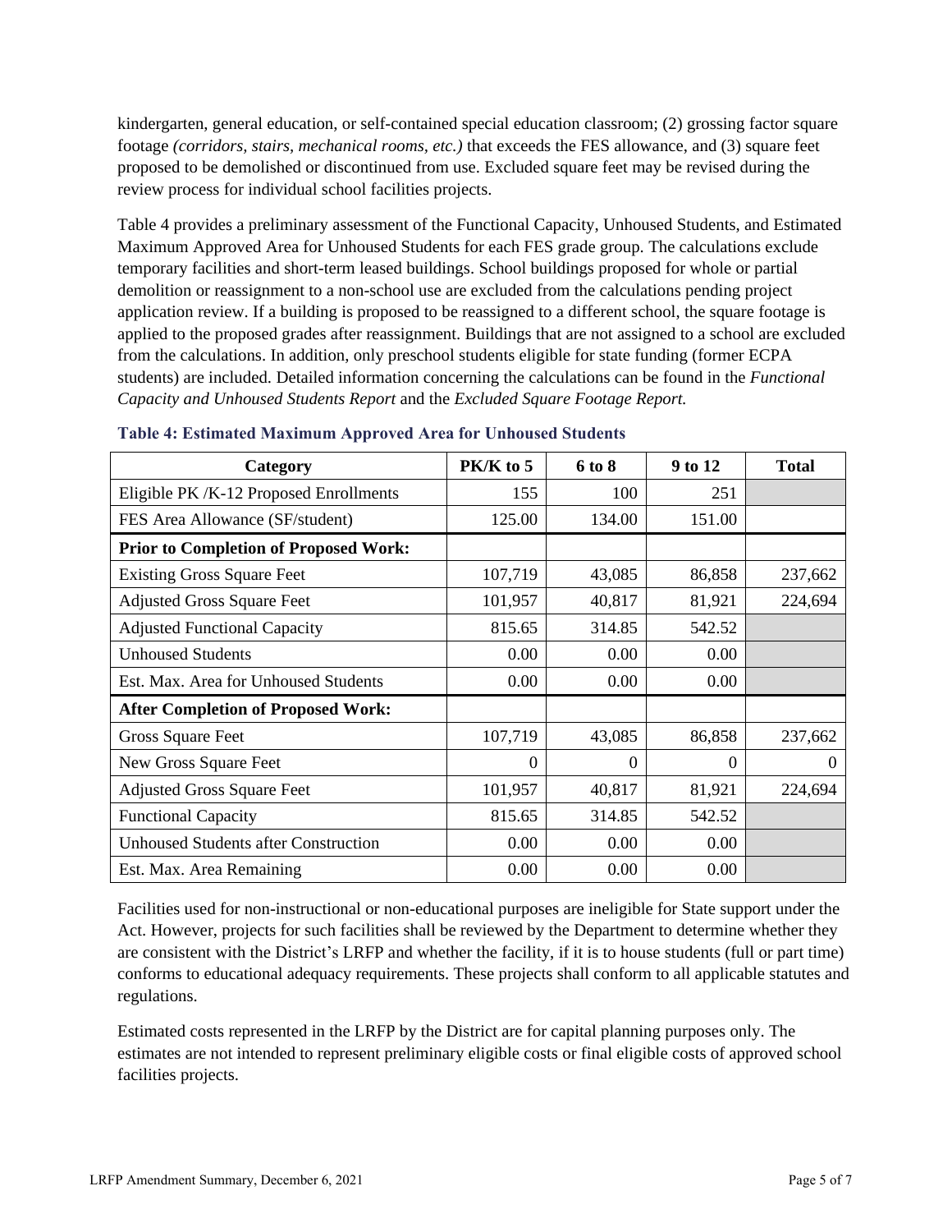kindergarten, general education, or self-contained special education classroom; (2) grossing factor square footage *(corridors, stairs, mechanical rooms, etc.)* that exceeds the FES allowance, and (3) square feet proposed to be demolished or discontinued from use. Excluded square feet may be revised during the review process for individual school facilities projects.

Table 4 provides a preliminary assessment of the Functional Capacity, Unhoused Students, and Estimated Maximum Approved Area for Unhoused Students for each FES grade group. The calculations exclude temporary facilities and short-term leased buildings. School buildings proposed for whole or partial demolition or reassignment to a non-school use are excluded from the calculations pending project application review. If a building is proposed to be reassigned to a different school, the square footage is applied to the proposed grades after reassignment. Buildings that are not assigned to a school are excluded from the calculations. In addition, only preschool students eligible for state funding (former ECPA students) are included. Detailed information concerning the calculations can be found in the *Functional Capacity and Unhoused Students Report* and the *Excluded Square Footage Report.*

**Table 4: Estimated Maximum Approved Area for Unhoused Students**

| Category | PK/K to 5 | 6 to 8 | 9 to 12 | Total |
|---|---|---|---|---|
| Eligible PK /K-12 Proposed Enrollments | 155 | 100 | 251 | |
| FES Area Allowance (SF/student) | 125.00 | 134.00 | 151.00 | |
| **Prior to Completion of Proposed Work:** | | | | |
| Existing Gross Square Feet | 107,719 | 43,085 | 86,858 | 237,662 |
| Adjusted Gross Square Feet | 101,957 | 40,817 | 81,921 | 224,694 |
| Adjusted Functional Capacity | 815.65 | 314.85 | 542.52 | |
| Unhoused Students | 0.00 | 0.00 | 0.00 | |
| Est. Max. Area for Unhoused Students | 0.00 | 0.00 | 0.00 | |
| **After Completion of Proposed Work:** | | | | |
| Gross Square Feet | 107,719 | 43,085 | 86,858 | 237,662 |
| New Gross Square Feet | 0 | 0 | 0 | 0 |
| Adjusted Gross Square Feet | 101,957 | 40,817 | 81,921 | 224,694 |
| Functional Capacity | 815.65 | 314.85 | 542.52 | |
| Unhoused Students after Construction | 0.00 | 0.00 | 0.00 | |
| Est. Max. Area Remaining | 0.00 | 0.00 | 0.00 | |

Facilities used for non-instructional or non-educational purposes are ineligible for State support under the Act. However, projects for such facilities shall be reviewed by the Department to determine whether they are consistent with the District's LRFP and whether the facility, if it is to house students (full or part time) conforms to educational adequacy requirements. These projects shall conform to all applicable statutes and regulations.

Estimated costs represented in the LRFP by the District are for capital planning purposes only. The estimates are not intended to represent preliminary eligible costs or final eligible costs of approved school facilities projects.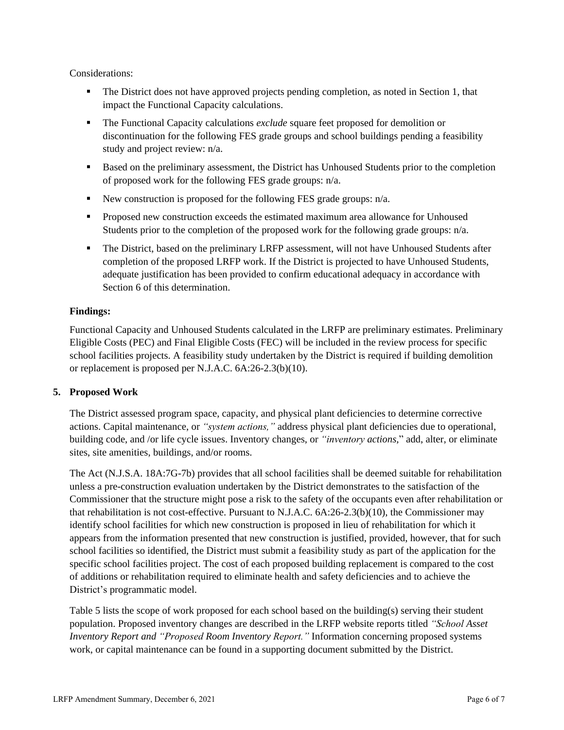Considerations:

- The District does not have approved projects pending completion, as noted in Section 1, that impact the Functional Capacity calculations.
- The Functional Capacity calculations *exclude* square feet proposed for demolition or discontinuation for the following FES grade groups and school buildings pending a feasibility study and project review: n/a.
- Based on the preliminary assessment, the District has Unhoused Students prior to the completion of proposed work for the following FES grade groups: n/a.
- New construction is proposed for the following FES grade groups: n/a.
- Proposed new construction exceeds the estimated maximum area allowance for Unhoused Students prior to the completion of the proposed work for the following grade groups: n/a.
- The District, based on the preliminary LRFP assessment, will not have Unhoused Students after completion of the proposed LRFP work. If the District is projected to have Unhoused Students, adequate justification has been provided to confirm educational adequacy in accordance with Section 6 of this determination.

**Findings:**

Functional Capacity and Unhoused Students calculated in the LRFP are preliminary estimates. Preliminary Eligible Costs (PEC) and Final Eligible Costs (FEC) will be included in the review process for specific school facilities projects. A feasibility study undertaken by the District is required if building demolition or replacement is proposed per N.J.A.C. 6A:26-2.3(b)(10).

## 5. Proposed Work

The District assessed program space, capacity, and physical plant deficiencies to determine corrective actions. Capital maintenance, or *"system actions,"* address physical plant deficiencies due to operational, building code, and /or life cycle issues. Inventory changes, or *"inventory actions,"* add, alter, or eliminate sites, site amenities, buildings, and/or rooms.

The Act (N.J.S.A. 18A:7G-7b) provides that all school facilities shall be deemed suitable for rehabilitation unless a pre-construction evaluation undertaken by the District demonstrates to the satisfaction of the Commissioner that the structure might pose a risk to the safety of the occupants even after rehabilitation or that rehabilitation is not cost-effective. Pursuant to N.J.A.C. 6A:26-2.3(b)(10), the Commissioner may identify school facilities for which new construction is proposed in lieu of rehabilitation for which it appears from the information presented that new construction is justified, provided, however, that for such school facilities so identified, the District must submit a feasibility study as part of the application for the specific school facilities project. The cost of each proposed building replacement is compared to the cost of additions or rehabilitation required to eliminate health and safety deficiencies and to achieve the District's programmatic model.

Table 5 lists the scope of work proposed for each school based on the building(s) serving their student population. Proposed inventory changes are described in the LRFP website reports titled *"School Asset Inventory Report and "Proposed Room Inventory Report."* Information concerning proposed systems work, or capital maintenance can be found in a supporting document submitted by the District.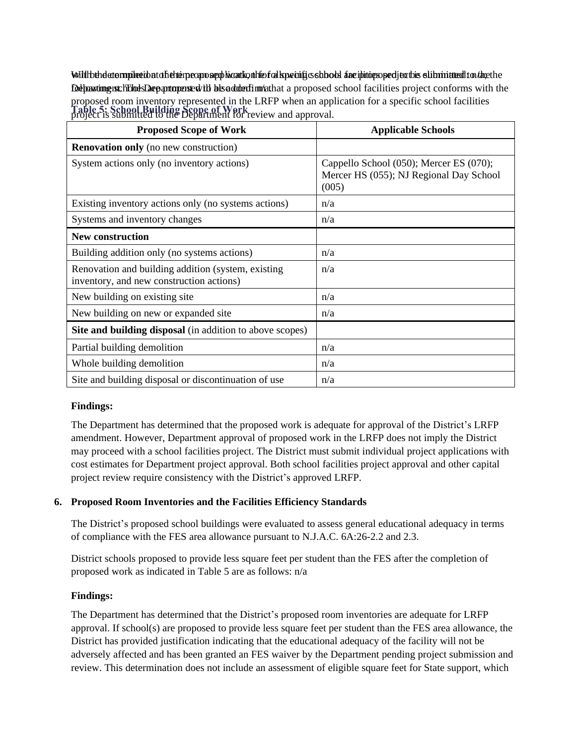will be determined at the time an application for a specific school facilities project is submitted to the Department. The Department will also confirm that a proposed school facilities project conforms with the proposed room inventory represented in the LRFP when an application for a specific school facilities project is submitted to the Department for review and approval.

With the completion of the proposed work, the following schools are proposed to be eliminated: n/a; the following schools are proposed to be added: n/a.

**Table 5: School Building Scope of Work**

| Proposed Scope of Work | Applicable Schools |
|---|---|
| **Renovation only** (no new construction) | |
| System actions only (no inventory actions) | Cappello School (050); Mercer ES (070); Mercer HS (055); NJ Regional Day School (005) |
| Existing inventory actions only (no systems actions) | n/a |
| Systems and inventory changes | n/a |
| **New construction** | |
| Building addition only (no systems actions) | n/a |
| Renovation and building addition (system, existing inventory, and new construction actions) | n/a |
| New building on existing site | n/a |
| New building on new or expanded site | n/a |
| **Site and building disposal** (in addition to above scopes) | |
| Partial building demolition | n/a |
| Whole building demolition | n/a |
| Site and building disposal or discontinuation of use | n/a |

**Findings:**

The Department has determined that the proposed work is adequate for approval of the District's LRFP amendment. However, Department approval of proposed work in the LRFP does not imply the District may proceed with a school facilities project. The District must submit individual project applications with cost estimates for Department project approval. Both school facilities project approval and other capital project review require consistency with the District's approved LRFP.

**6. Proposed Room Inventories and the Facilities Efficiency Standards**

The District's proposed school buildings were evaluated to assess general educational adequacy in terms of compliance with the FES area allowance pursuant to N.J.A.C. 6A:26-2.2 and 2.3.

District schools proposed to provide less square feet per student than the FES after the completion of proposed work as indicated in Table 5 are as follows: n/a

**Findings:**

The Department has determined that the District's proposed room inventories are adequate for LRFP approval. If school(s) are proposed to provide less square feet per student than the FES area allowance, the District has provided justification indicating that the educational adequacy of the facility will not be adversely affected and has been granted an FES waiver by the Department pending project submission and review. This determination does not include an assessment of eligible square feet for State support, which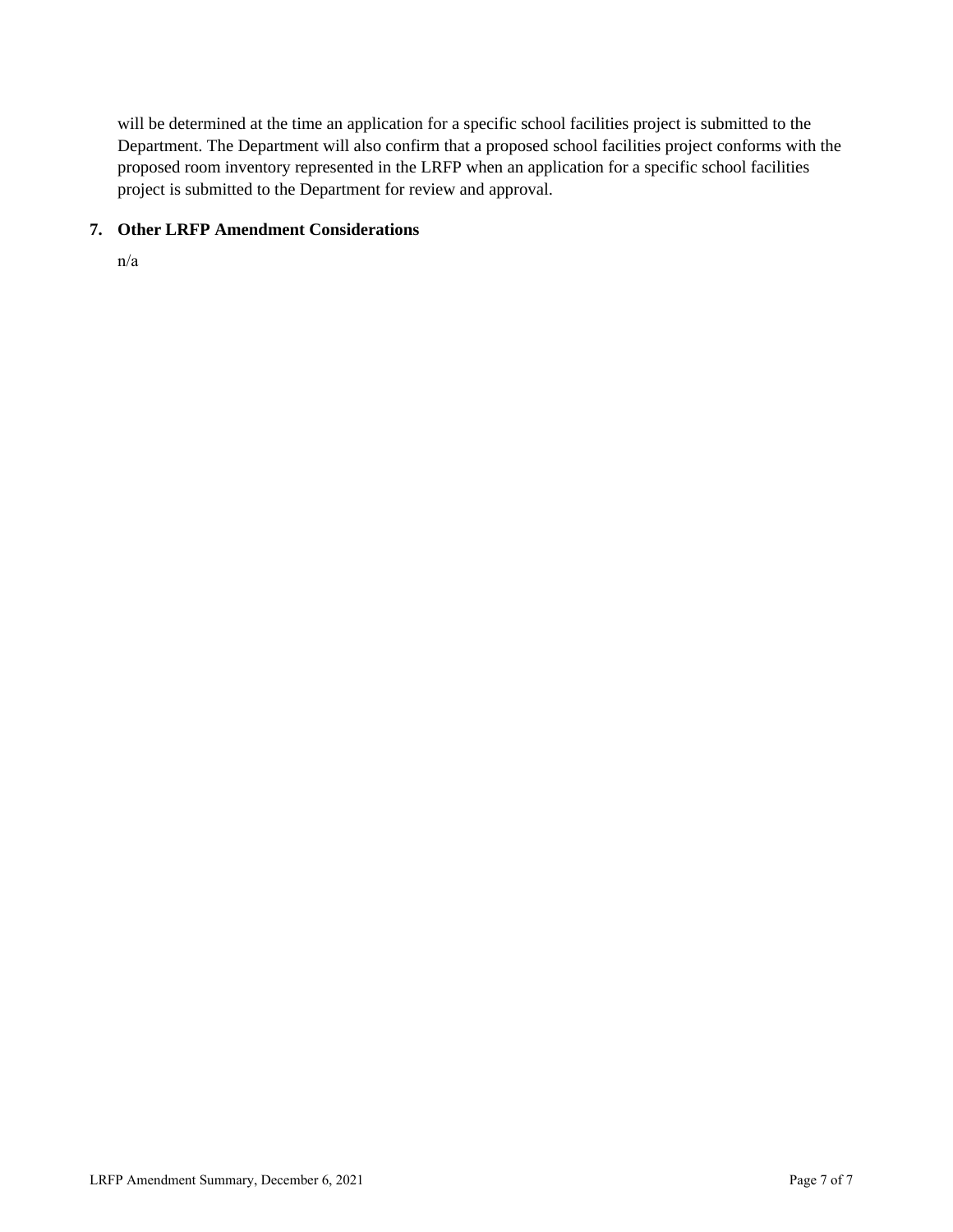will be determined at the time an application for a specific school facilities project is submitted to the Department. The Department will also confirm that a proposed school facilities project conforms with the proposed room inventory represented in the LRFP when an application for a specific school facilities project is submitted to the Department for review and approval.

## 7. Other LRFP Amendment Considerations

n/a